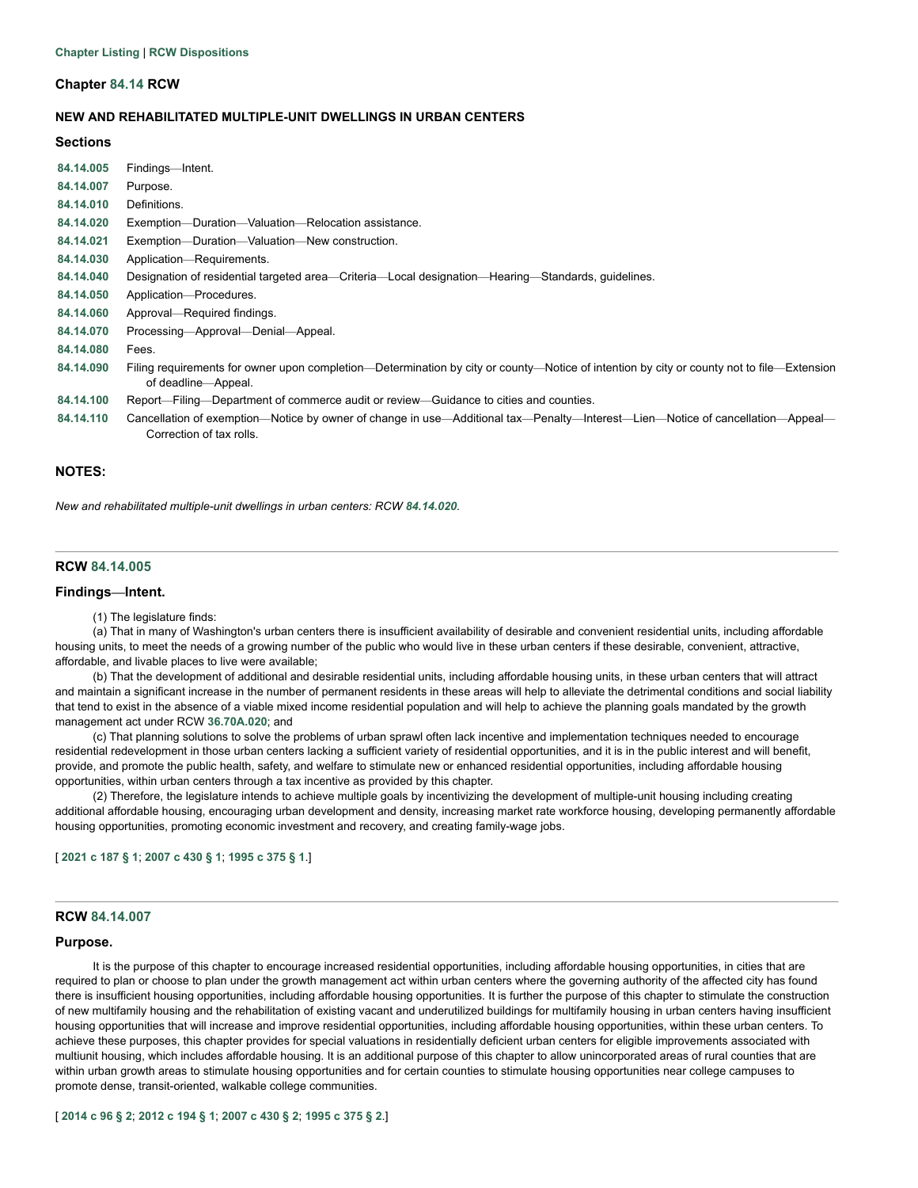Chapter Listing | RCW Dispositions

# Chapter 84.14 RCW

## NEW AND REHABILITATED MULTIPLE-UNIT DWELLINGS IN URBAN CENTERS

### Sections

| | |
|---|---|
| 84.14.005 | Findings—Intent. |
| 84.14.007 | Purpose. |
| 84.14.010 | Definitions. |
| 84.14.020 | Exemption—Duration—Valuation—Relocation assistance. |
| 84.14.021 | Exemption—Duration—Valuation—New construction. |
| 84.14.030 | Application—Requirements. |
| 84.14.040 | Designation of residential targeted area—Criteria—Local designation—Hearing—Standards, guidelines. |
| 84.14.050 | Application—Procedures. |
| 84.14.060 | Approval—Required findings. |
| 84.14.070 | Processing—Approval—Denial—Appeal. |
| 84.14.080 | Fees. |
| 84.14.090 | Filing requirements for owner upon completion—Determination by city or county—Notice of intention by city or county not to file—Extension of deadline—Appeal. |
| 84.14.100 | Report—Filing—Department of commerce audit or review—Guidance to cities and counties. |
| 84.14.110 | Cancellation of exemption—Notice by owner of change in use—Additional tax—Penalty—Interest—Lien—Notice of cancellation—Appeal—Correction of tax rolls. |

### NOTES:

*New and rehabilitated multiple-unit dwellings in urban centers: RCW 84.14.020.*

---

### RCW 84.14.005

#### Findings—Intent.

(1) The legislature finds:

(a) That in many of Washington's urban centers there is insufficient availability of desirable and convenient residential units, including affordable housing units, to meet the needs of a growing number of the public who would live in these urban centers if these desirable, convenient, attractive, affordable, and livable places to live were available;

(b) That the development of additional and desirable residential units, including affordable housing units, in these urban centers that will attract and maintain a significant increase in the number of permanent residents in these areas will help to alleviate the detrimental conditions and social liability that tend to exist in the absence of a viable mixed income residential population and will help to achieve the planning goals mandated by the growth management act under RCW 36.70A.020; and

(c) That planning solutions to solve the problems of urban sprawl often lack incentive and implementation techniques needed to encourage residential redevelopment in those urban centers lacking a sufficient variety of residential opportunities, and it is in the public interest and will benefit, provide, and promote the public health, safety, and welfare to stimulate new or enhanced residential opportunities, including affordable housing opportunities, within urban centers through a tax incentive as provided by this chapter.

(2) Therefore, the legislature intends to achieve multiple goals by incentivizing the development of multiple-unit housing including creating additional affordable housing, encouraging urban development and density, increasing market rate workforce housing, developing permanently affordable housing opportunities, promoting economic investment and recovery, and creating family-wage jobs.

[ 2021 c 187 § 1; 2007 c 430 § 1; 1995 c 375 § 1.]

---

### RCW 84.14.007

#### Purpose.

It is the purpose of this chapter to encourage increased residential opportunities, including affordable housing opportunities, in cities that are required to plan or choose to plan under the growth management act within urban centers where the governing authority of the affected city has found there is insufficient housing opportunities, including affordable housing opportunities. It is further the purpose of this chapter to stimulate the construction of new multifamily housing and the rehabilitation of existing vacant and underutilized buildings for multifamily housing in urban centers having insufficient housing opportunities that will increase and improve residential opportunities, including affordable housing opportunities, within these urban centers. To achieve these purposes, this chapter provides for special valuations in residentially deficient urban centers for eligible improvements associated with multiunit housing, which includes affordable housing. It is an additional purpose of this chapter to allow unincorporated areas of rural counties that are within urban growth areas to stimulate housing opportunities and for certain counties to stimulate housing opportunities near college campuses to promote dense, transit-oriented, walkable college communities.

[ 2014 c 96 § 2; 2012 c 194 § 1; 2007 c 430 § 2; 1995 c 375 § 2.]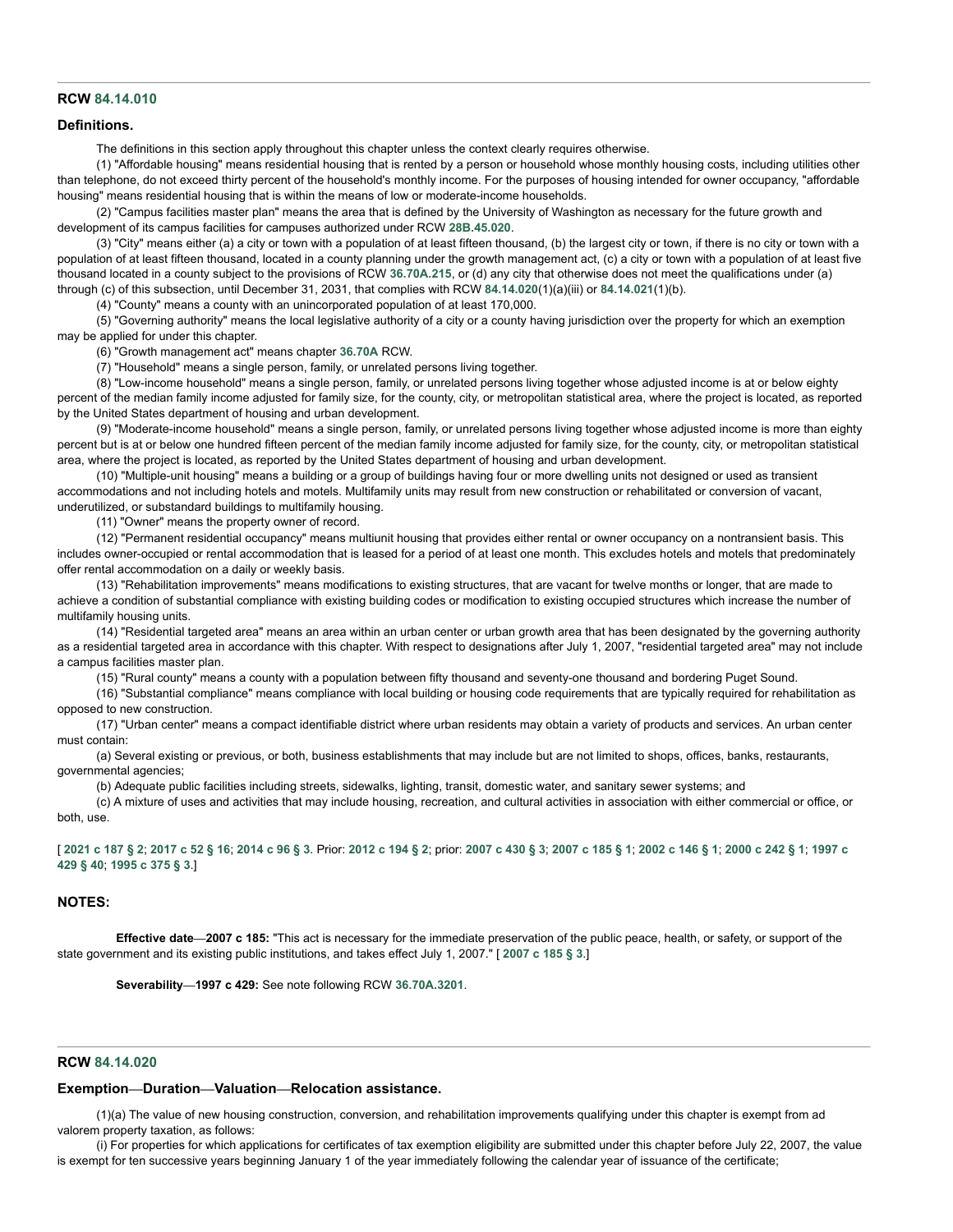---

### RCW 84.14.010

#### Definitions.

The definitions in this section apply throughout this chapter unless the context clearly requires otherwise.

(1) "Affordable housing" means residential housing that is rented by a person or household whose monthly housing costs, including utilities other than telephone, do not exceed thirty percent of the household's monthly income. For the purposes of housing intended for owner occupancy, "affordable housing" means residential housing that is within the means of low or moderate-income households.

(2) "Campus facilities master plan" means the area that is defined by the University of Washington as necessary for the future growth and development of its campus facilities for campuses authorized under RCW **28B.45.020**.

(3) "City" means either (a) a city or town with a population of at least fifteen thousand, (b) the largest city or town, if there is no city or town with a population of at least fifteen thousand, located in a county planning under the growth management act, (c) a city or town with a population of at least five thousand located in a county subject to the provisions of RCW **36.70A.215**, or (d) any city that otherwise does not meet the qualifications under (a) through (c) of this subsection, until December 31, 2031, that complies with RCW **84.14.020**(1)(a)(iii) or **84.14.021**(1)(b).

(4) "County" means a county with an unincorporated population of at least 170,000.

(5) "Governing authority" means the local legislative authority of a city or a county having jurisdiction over the property for which an exemption may be applied for under this chapter.

(6) "Growth management act" means chapter **36.70A** RCW.

(7) "Household" means a single person, family, or unrelated persons living together.

(8) "Low-income household" means a single person, family, or unrelated persons living together whose adjusted income is at or below eighty percent of the median family income adjusted for family size, for the county, city, or metropolitan statistical area, where the project is located, as reported by the United States department of housing and urban development.

(9) "Moderate-income household" means a single person, family, or unrelated persons living together whose adjusted income is more than eighty percent but is at or below one hundred fifteen percent of the median family income adjusted for family size, for the county, city, or metropolitan statistical area, where the project is located, as reported by the United States department of housing and urban development.

(10) "Multiple-unit housing" means a building or a group of buildings having four or more dwelling units not designed or used as transient accommodations and not including hotels and motels. Multifamily units may result from new construction or rehabilitated or conversion of vacant, underutilized, or substandard buildings to multifamily housing.

(11) "Owner" means the property owner of record.

(12) "Permanent residential occupancy" means multiunit housing that provides either rental or owner occupancy on a nontransient basis. This includes owner-occupied or rental accommodation that is leased for a period of at least one month. This excludes hotels and motels that predominately offer rental accommodation on a daily or weekly basis.

(13) "Rehabilitation improvements" means modifications to existing structures, that are vacant for twelve months or longer, that are made to achieve a condition of substantial compliance with existing building codes or modification to existing occupied structures which increase the number of multifamily housing units.

(14) "Residential targeted area" means an area within an urban center or urban growth area that has been designated by the governing authority as a residential targeted area in accordance with this chapter. With respect to designations after July 1, 2007, "residential targeted area" may not include a campus facilities master plan.

(15) "Rural county" means a county with a population between fifty thousand and seventy-one thousand and bordering Puget Sound.

(16) "Substantial compliance" means compliance with local building or housing code requirements that are typically required for rehabilitation as opposed to new construction.

(17) "Urban center" means a compact identifiable district where urban residents may obtain a variety of products and services. An urban center must contain:

(a) Several existing or previous, or both, business establishments that may include but are not limited to shops, offices, banks, restaurants, governmental agencies;

(b) Adequate public facilities including streets, sidewalks, lighting, transit, domestic water, and sanitary sewer systems; and

(c) A mixture of uses and activities that may include housing, recreation, and cultural activities in association with either commercial or office, or both, use.

[ **2021 c 187 § 2**; **2017 c 52 § 16**; **2014 c 96 § 3**. Prior: **2012 c 194 § 2**; prior: **2007 c 430 § 3**; **2007 c 185 § 1**; **2002 c 146 § 1**; **2000 c 242 § 1**; **1997 c 429 § 40**; **1995 c 375 § 3**.]

#### NOTES:

**Effective date**—**2007 c 185:** "This act is necessary for the immediate preservation of the public peace, health, or safety, or support of the state government and its existing public institutions, and takes effect July 1, 2007." [ **2007 c 185 § 3**.]

**Severability**—**1997 c 429:** See note following RCW **36.70A.3201**.

---

### RCW 84.14.020

#### Exemption—Duration—Valuation—Relocation assistance.

(1)(a) The value of new housing construction, conversion, and rehabilitation improvements qualifying under this chapter is exempt from ad valorem property taxation, as follows:

(i) For properties for which applications for certificates of tax exemption eligibility are submitted under this chapter before July 22, 2007, the value is exempt for ten successive years beginning January 1 of the year immediately following the calendar year of issuance of the certificate;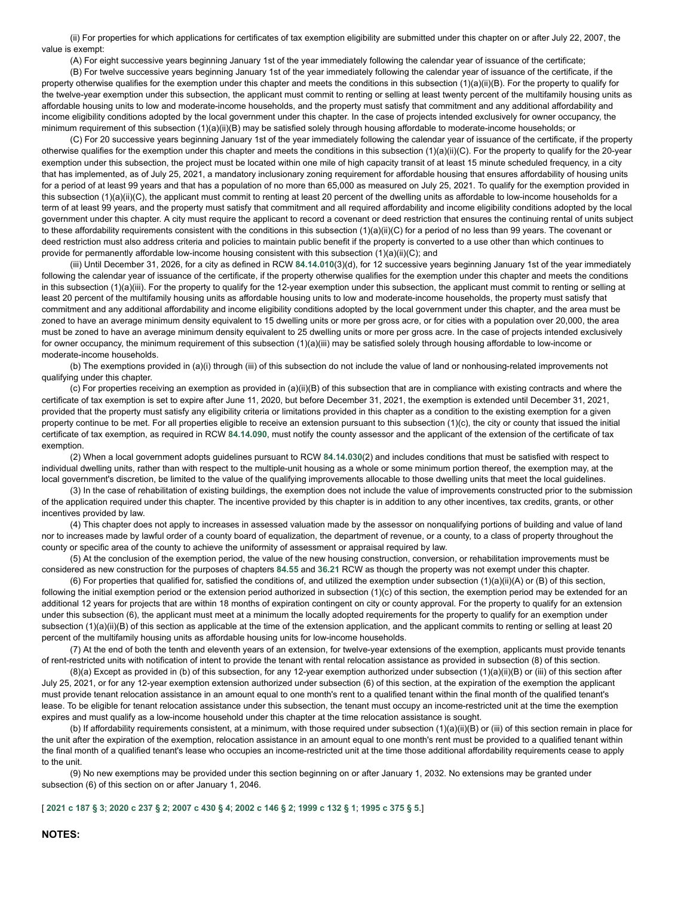(ii) For properties for which applications for certificates of tax exemption eligibility are submitted under this chapter on or after July 22, 2007, the value is exempt:

(A) For eight successive years beginning January 1st of the year immediately following the calendar year of issuance of the certificate;

(B) For twelve successive years beginning January 1st of the year immediately following the calendar year of issuance of the certificate, if the property otherwise qualifies for the exemption under this chapter and meets the conditions in this subsection (1)(a)(ii)(B). For the property to qualify for the twelve-year exemption under this subsection, the applicant must commit to renting or selling at least twenty percent of the multifamily housing units as affordable housing units to low and moderate-income households, and the property must satisfy that commitment and any additional affordability and income eligibility conditions adopted by the local government under this chapter. In the case of projects intended exclusively for owner occupancy, the minimum requirement of this subsection (1)(a)(ii)(B) may be satisfied solely through housing affordable to moderate-income households; or

(C) For 20 successive years beginning January 1st of the year immediately following the calendar year of issuance of the certificate, if the property otherwise qualifies for the exemption under this chapter and meets the conditions in this subsection (1)(a)(ii)(C). For the property to qualify for the 20-year exemption under this subsection, the project must be located within one mile of high capacity transit of at least 15 minute scheduled frequency, in a city that has implemented, as of July 25, 2021, a mandatory inclusionary zoning requirement for affordable housing that ensures affordability of housing units for a period of at least 99 years and that has a population of no more than 65,000 as measured on July 25, 2021. To qualify for the exemption provided in this subsection (1)(a)(ii)(C), the applicant must commit to renting at least 20 percent of the dwelling units as affordable to low-income households for a term of at least 99 years, and the property must satisfy that commitment and all required affordability and income eligibility conditions adopted by the local government under this chapter. A city must require the applicant to record a covenant or deed restriction that ensures the continuing rental of units subject to these affordability requirements consistent with the conditions in this subsection (1)(a)(ii)(C) for a period of no less than 99 years. The covenant or deed restriction must also address criteria and policies to maintain public benefit if the property is converted to a use other than which continues to provide for permanently affordable low-income housing consistent with this subsection (1)(a)(ii)(C); and

(iii) Until December 31, 2026, for a city as defined in RCW **84.14.010**(3)(d), for 12 successive years beginning January 1st of the year immediately following the calendar year of issuance of the certificate, if the property otherwise qualifies for the exemption under this chapter and meets the conditions in this subsection (1)(a)(iii). For the property to qualify for the 12-year exemption under this subsection, the applicant must commit to renting or selling at least 20 percent of the multifamily housing units as affordable housing units to low and moderate-income households, the property must satisfy that commitment and any additional affordability and income eligibility conditions adopted by the local government under this chapter, and the area must be zoned to have an average minimum density equivalent to 15 dwelling units or more per gross acre, or for cities with a population over 20,000, the area must be zoned to have an average minimum density equivalent to 25 dwelling units or more per gross acre. In the case of projects intended exclusively for owner occupancy, the minimum requirement of this subsection (1)(a)(iii) may be satisfied solely through housing affordable to low-income or moderate-income households.

(b) The exemptions provided in (a)(i) through (iii) of this subsection do not include the value of land or nonhousing-related improvements not qualifying under this chapter.

(c) For properties receiving an exemption as provided in (a)(ii)(B) of this subsection that are in compliance with existing contracts and where the certificate of tax exemption is set to expire after June 11, 2020, but before December 31, 2021, the exemption is extended until December 31, 2021, provided that the property must satisfy any eligibility criteria or limitations provided in this chapter as a condition to the existing exemption for a given property continue to be met. For all properties eligible to receive an extension pursuant to this subsection (1)(c), the city or county that issued the initial certificate of tax exemption, as required in RCW **84.14.090**, must notify the county assessor and the applicant of the extension of the certificate of tax exemption.

(2) When a local government adopts guidelines pursuant to RCW **84.14.030**(2) and includes conditions that must be satisfied with respect to individual dwelling units, rather than with respect to the multiple-unit housing as a whole or some minimum portion thereof, the exemption may, at the local government's discretion, be limited to the value of the qualifying improvements allocable to those dwelling units that meet the local guidelines.

(3) In the case of rehabilitation of existing buildings, the exemption does not include the value of improvements constructed prior to the submission of the application required under this chapter. The incentive provided by this chapter is in addition to any other incentives, tax credits, grants, or other incentives provided by law.

(4) This chapter does not apply to increases in assessed valuation made by the assessor on nonqualifying portions of building and value of land nor to increases made by lawful order of a county board of equalization, the department of revenue, or a county, to a class of property throughout the county or specific area of the county to achieve the uniformity of assessment or appraisal required by law.

(5) At the conclusion of the exemption period, the value of the new housing construction, conversion, or rehabilitation improvements must be considered as new construction for the purposes of chapters **84.55** and **36.21** RCW as though the property was not exempt under this chapter.

(6) For properties that qualified for, satisfied the conditions of, and utilized the exemption under subsection (1)(a)(ii)(A) or (B) of this section, following the initial exemption period or the extension period authorized in subsection (1)(c) of this section, the exemption period may be extended for an additional 12 years for projects that are within 18 months of expiration contingent on city or county approval. For the property to qualify for an extension under this subsection (6), the applicant must meet at a minimum the locally adopted requirements for the property to qualify for an exemption under subsection (1)(a)(ii)(B) of this section as applicable at the time of the extension application, and the applicant commits to renting or selling at least 20 percent of the multifamily housing units as affordable housing units for low-income households.

(7) At the end of both the tenth and eleventh years of an extension, for twelve-year extensions of the exemption, applicants must provide tenants of rent-restricted units with notification of intent to provide the tenant with rental relocation assistance as provided in subsection (8) of this section.

(8)(a) Except as provided in (b) of this subsection, for any 12-year exemption authorized under subsection (1)(a)(ii)(B) or (iii) of this section after July 25, 2021, or for any 12-year exemption extension authorized under subsection (6) of this section, at the expiration of the exemption the applicant must provide tenant relocation assistance in an amount equal to one month's rent to a qualified tenant within the final month of the qualified tenant's lease. To be eligible for tenant relocation assistance under this subsection, the tenant must occupy an income-restricted unit at the time the exemption expires and must qualify as a low-income household under this chapter at the time relocation assistance is sought.

(b) If affordability requirements consistent, at a minimum, with those required under subsection (1)(a)(ii)(B) or (iii) of this section remain in place for the unit after the expiration of the exemption, relocation assistance in an amount equal to one month's rent must be provided to a qualified tenant within the final month of a qualified tenant's lease who occupies an income-restricted unit at the time those additional affordability requirements cease to apply to the unit.

(9) No new exemptions may be provided under this section beginning on or after January 1, 2032. No extensions may be granted under subsection (6) of this section on or after January 1, 2046.

[ **2021 c 187 § 3**; **2020 c 237 § 2**; **2007 c 430 § 4**; **2002 c 146 § 2**; **1999 c 132 § 1**; **1995 c 375 § 5**.]

**NOTES:**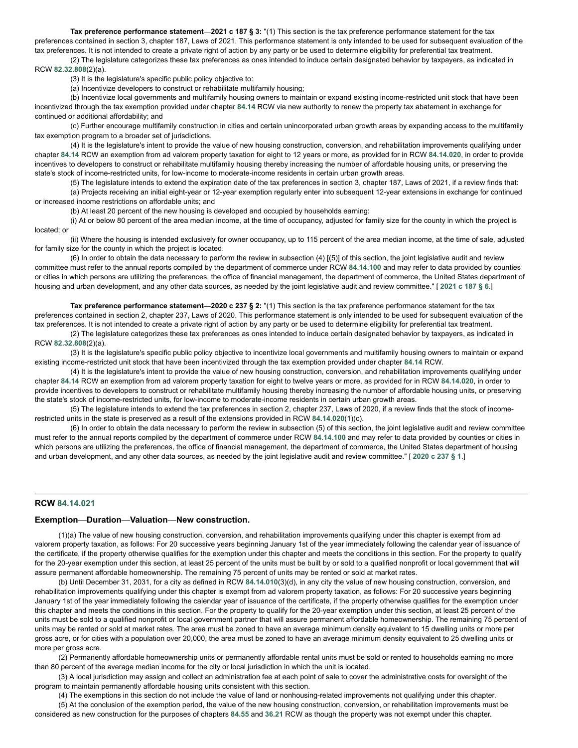**Tax preference performance statement**—**2021 c 187 § 3:** "(1) This section is the tax preference performance statement for the tax preferences contained in section 3, chapter 187, Laws of 2021. This performance statement is only intended to be used for subsequent evaluation of the tax preferences. It is not intended to create a private right of action by any party or be used to determine eligibility for preferential tax treatment.

(2) The legislature categorizes these tax preferences as ones intended to induce certain designated behavior by taxpayers, as indicated in RCW **82.32.808**(2)(a).

(3) It is the legislature's specific public policy objective to:

(a) Incentivize developers to construct or rehabilitate multifamily housing;

(b) Incentivize local governments and multifamily housing owners to maintain or expand existing income-restricted unit stock that have been incentivized through the tax exemption provided under chapter **84.14** RCW via new authority to renew the property tax abatement in exchange for continued or additional affordability; and

(c) Further encourage multifamily construction in cities and certain unincorporated urban growth areas by expanding access to the multifamily tax exemption program to a broader set of jurisdictions.

(4) It is the legislature's intent to provide the value of new housing construction, conversion, and rehabilitation improvements qualifying under chapter **84.14** RCW an exemption from ad valorem property taxation for eight to 12 years or more, as provided for in RCW **84.14.020**, in order to provide incentives to developers to construct or rehabilitate multifamily housing thereby increasing the number of affordable housing units, or preserving the state's stock of income-restricted units, for low-income to moderate-income residents in certain urban growth areas.

(5) The legislature intends to extend the expiration date of the tax preferences in section 3, chapter 187, Laws of 2021, if a review finds that:

(a) Projects receiving an initial eight-year or 12-year exemption regularly enter into subsequent 12-year extensions in exchange for continued or increased income restrictions on affordable units; and

(b) At least 20 percent of the new housing is developed and occupied by households earning:

(i) At or below 80 percent of the area median income, at the time of occupancy, adjusted for family size for the county in which the project is located; or

(ii) Where the housing is intended exclusively for owner occupancy, up to 115 percent of the area median income, at the time of sale, adjusted for family size for the county in which the project is located.

(6) In order to obtain the data necessary to perform the review in subsection (4) [(5)] of this section, the joint legislative audit and review committee must refer to the annual reports compiled by the department of commerce under RCW **84.14.100** and may refer to data provided by counties or cities in which persons are utilizing the preferences, the office of financial management, the department of commerce, the United States department of housing and urban development, and any other data sources, as needed by the joint legislative audit and review committee." [ **2021 c 187 § 6**.]

**Tax preference performance statement**—**2020 c 237 § 2:** "(1) This section is the tax preference performance statement for the tax preferences contained in section 2, chapter 237, Laws of 2020. This performance statement is only intended to be used for subsequent evaluation of the tax preferences. It is not intended to create a private right of action by any party or be used to determine eligibility for preferential tax treatment.

(2) The legislature categorizes these tax preferences as ones intended to induce certain designated behavior by taxpayers, as indicated in RCW **82.32.808**(2)(a).

(3) It is the legislature's specific public policy objective to incentivize local governments and multifamily housing owners to maintain or expand existing income-restricted unit stock that have been incentivized through the tax exemption provided under chapter **84.14** RCW.

(4) It is the legislature's intent to provide the value of new housing construction, conversion, and rehabilitation improvements qualifying under chapter **84.14** RCW an exemption from ad valorem property taxation for eight to twelve years or more, as provided for in RCW **84.14.020**, in order to provide incentives to developers to construct or rehabilitate multifamily housing thereby increasing the number of affordable housing units, or preserving the state's stock of income-restricted units, for low-income to moderate-income residents in certain urban growth areas.

(5) The legislature intends to extend the tax preferences in section 2, chapter 237, Laws of 2020, if a review finds that the stock of income-restricted units in the state is preserved as a result of the extensions provided in RCW **84.14.020**(1)(c).

(6) In order to obtain the data necessary to perform the review in subsection (5) of this section, the joint legislative audit and review committee must refer to the annual reports compiled by the department of commerce under RCW **84.14.100** and may refer to data provided by counties or cities in which persons are utilizing the preferences, the office of financial management, the department of commerce, the United States department of housing and urban development, and any other data sources, as needed by the joint legislative audit and review committee." [ **2020 c 237 § 1**.]

---

### RCW 84.14.021

#### Exemption—Duration—Valuation—New construction.

(1)(a) The value of new housing construction, conversion, and rehabilitation improvements qualifying under this chapter is exempt from ad valorem property taxation, as follows: For 20 successive years beginning January 1st of the year immediately following the calendar year of issuance of the certificate, if the property otherwise qualifies for the exemption under this chapter and meets the conditions in this section. For the property to qualify for the 20-year exemption under this section, at least 25 percent of the units must be built by or sold to a qualified nonprofit or local government that will assure permanent affordable homeownership. The remaining 75 percent of units may be rented or sold at market rates.

(b) Until December 31, 2031, for a city as defined in RCW **84.14.010**(3)(d), in any city the value of new housing construction, conversion, and rehabilitation improvements qualifying under this chapter is exempt from ad valorem property taxation, as follows: For 20 successive years beginning January 1st of the year immediately following the calendar year of issuance of the certificate, if the property otherwise qualifies for the exemption under this chapter and meets the conditions in this section. For the property to qualify for the 20-year exemption under this section, at least 25 percent of the units must be sold to a qualified nonprofit or local government partner that will assure permanent affordable homeownership. The remaining 75 percent of units may be rented or sold at market rates. The area must be zoned to have an average minimum density equivalent to 15 dwelling units or more per gross acre, or for cities with a population over 20,000, the area must be zoned to have an average minimum density equivalent to 25 dwelling units or more per gross acre.

(2) Permanently affordable homeownership units or permanently affordable rental units must be sold or rented to households earning no more than 80 percent of the average median income for the city or local jurisdiction in which the unit is located.

(3) A local jurisdiction may assign and collect an administration fee at each point of sale to cover the administrative costs for oversight of the program to maintain permanently affordable housing units consistent with this section.

(4) The exemptions in this section do not include the value of land or nonhousing-related improvements not qualifying under this chapter.

(5) At the conclusion of the exemption period, the value of the new housing construction, conversion, or rehabilitation improvements must be considered as new construction for the purposes of chapters **84.55** and **36.21** RCW as though the property was not exempt under this chapter.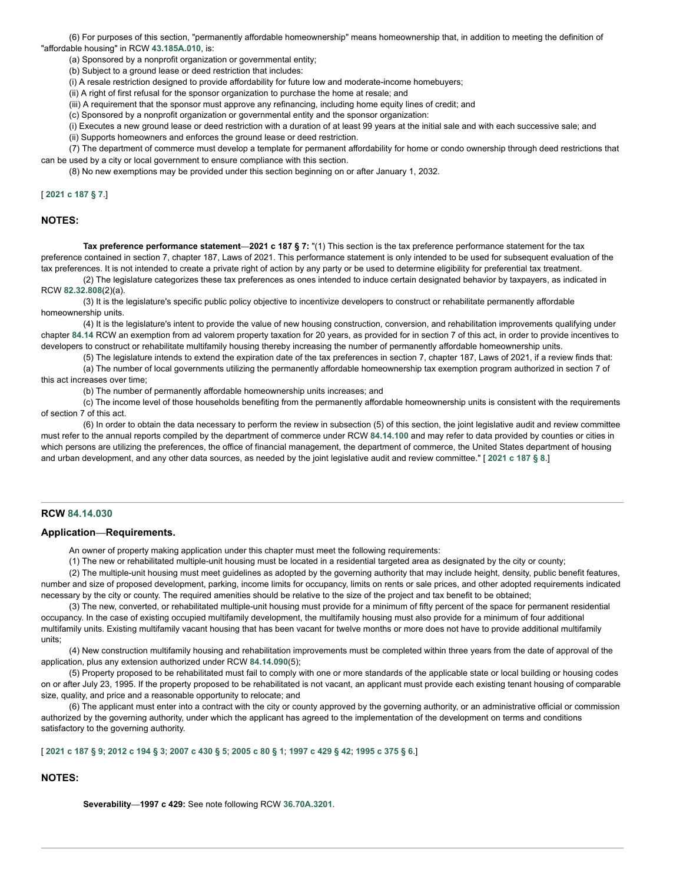(6) For purposes of this section, "permanently affordable homeownership" means homeownership that, in addition to meeting the definition of "affordable housing" in RCW **43.185A.010**, is:

(a) Sponsored by a nonprofit organization or governmental entity;

(b) Subject to a ground lease or deed restriction that includes:

(i) A resale restriction designed to provide affordability for future low and moderate-income homebuyers;

(ii) A right of first refusal for the sponsor organization to purchase the home at resale; and

(iii) A requirement that the sponsor must approve any refinancing, including home equity lines of credit; and

(c) Sponsored by a nonprofit organization or governmental entity and the sponsor organization:

(i) Executes a new ground lease or deed restriction with a duration of at least 99 years at the initial sale and with each successive sale; and

(ii) Supports homeowners and enforces the ground lease or deed restriction.

(7) The department of commerce must develop a template for permanent affordability for home or condo ownership through deed restrictions that can be used by a city or local government to ensure compliance with this section.

(8) No new exemptions may be provided under this section beginning on or after January 1, 2032.

[ **2021 c 187 § 7**.]

## NOTES:

**Tax preference performance statement—2021 c 187 § 7:** "(1) This section is the tax preference performance statement for the tax preference contained in section 7, chapter 187, Laws of 2021. This performance statement is only intended to be used for subsequent evaluation of the tax preferences. It is not intended to create a private right of action by any party or be used to determine eligibility for preferential tax treatment.

(2) The legislature categorizes these tax preferences as ones intended to induce certain designated behavior by taxpayers, as indicated in RCW **82.32.808**(2)(a).

(3) It is the legislature's specific public policy objective to incentivize developers to construct or rehabilitate permanently affordable homeownership units.

(4) It is the legislature's intent to provide the value of new housing construction, conversion, and rehabilitation improvements qualifying under chapter **84.14** RCW an exemption from ad valorem property taxation for 20 years, as provided for in section 7 of this act, in order to provide incentives to developers to construct or rehabilitate multifamily housing thereby increasing the number of permanently affordable homeownership units.

(5) The legislature intends to extend the expiration date of the tax preferences in section 7, chapter 187, Laws of 2021, if a review finds that:

(a) The number of local governments utilizing the permanently affordable homeownership tax exemption program authorized in section 7 of this act increases over time;

(b) The number of permanently affordable homeownership units increases; and

(c) The income level of those households benefiting from the permanently affordable homeownership units is consistent with the requirements of section 7 of this act.

(6) In order to obtain the data necessary to perform the review in subsection (5) of this section, the joint legislative audit and review committee must refer to the annual reports compiled by the department of commerce under RCW **84.14.100** and may refer to data provided by counties or cities in which persons are utilizing the preferences, the office of financial management, the department of commerce, the United States department of housing and urban development, and any other data sources, as needed by the joint legislative audit and review committee." [ **2021 c 187 § 8**.]

---

## RCW 84.14.030

### Application—Requirements.

An owner of property making application under this chapter must meet the following requirements:

(1) The new or rehabilitated multiple-unit housing must be located in a residential targeted area as designated by the city or county;

(2) The multiple-unit housing must meet guidelines as adopted by the governing authority that may include height, density, public benefit features, number and size of proposed development, parking, income limits for occupancy, limits on rents or sale prices, and other adopted requirements indicated necessary by the city or county. The required amenities should be relative to the size of the project and tax benefit to be obtained;

(3) The new, converted, or rehabilitated multiple-unit housing must provide for a minimum of fifty percent of the space for permanent residential occupancy. In the case of existing occupied multifamily development, the multifamily housing must also provide for a minimum of four additional multifamily units. Existing multifamily vacant housing that has been vacant for twelve months or more does not have to provide additional multifamily units;

(4) New construction multifamily housing and rehabilitation improvements must be completed within three years from the date of approval of the application, plus any extension authorized under RCW **84.14.090**(5);

(5) Property proposed to be rehabilitated must fail to comply with one or more standards of the applicable state or local building or housing codes on or after July 23, 1995. If the property proposed to be rehabilitated is not vacant, an applicant must provide each existing tenant housing of comparable size, quality, and price and a reasonable opportunity to relocate; and

(6) The applicant must enter into a contract with the city or county approved by the governing authority, or an administrative official or commission authorized by the governing authority, under which the applicant has agreed to the implementation of the development on terms and conditions satisfactory to the governing authority.

[ **2021 c 187 § 9**; **2012 c 194 § 3**; **2007 c 430 § 5**; **2005 c 80 § 1**; **1997 c 429 § 42**; **1995 c 375 § 6**.]

## NOTES:

**Severability—1997 c 429:** See note following RCW **36.70A.3201**.

---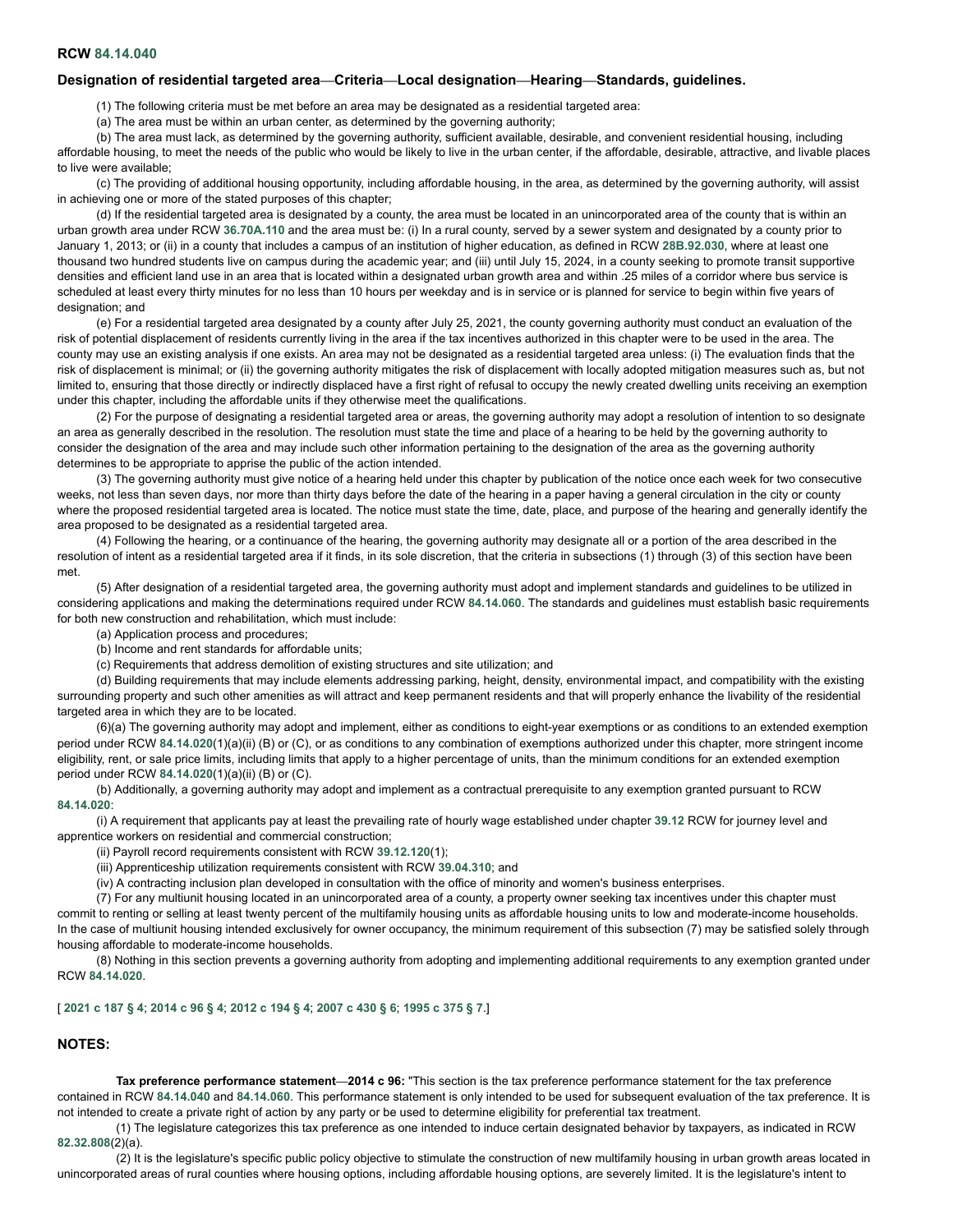**RCW 84.14.040**

### Designation of residential targeted area—Criteria—Local designation—Hearing—Standards, guidelines.

(1) The following criteria must be met before an area may be designated as a residential targeted area:

(a) The area must be within an urban center, as determined by the governing authority;

(b) The area must lack, as determined by the governing authority, sufficient available, desirable, and convenient residential housing, including affordable housing, to meet the needs of the public who would be likely to live in the urban center, if the affordable, desirable, attractive, and livable places to live were available;

(c) The providing of additional housing opportunity, including affordable housing, in the area, as determined by the governing authority, will assist in achieving one or more of the stated purposes of this chapter;

(d) If the residential targeted area is designated by a county, the area must be located in an unincorporated area of the county that is within an urban growth area under RCW **36.70A.110** and the area must be: (i) In a rural county, served by a sewer system and designated by a county prior to January 1, 2013; or (ii) in a county that includes a campus of an institution of higher education, as defined in RCW **28B.92.030**, where at least one thousand two hundred students live on campus during the academic year; and (iii) until July 15, 2024, in a county seeking to promote transit supportive densities and efficient land use in an area that is located within a designated urban growth area and within .25 miles of a corridor where bus service is scheduled at least every thirty minutes for no less than 10 hours per weekday and is in service or is planned for service to begin within five years of designation; and

(e) For a residential targeted area designated by a county after July 25, 2021, the county governing authority must conduct an evaluation of the risk of potential displacement of residents currently living in the area if the tax incentives authorized in this chapter were to be used in the area. The county may use an existing analysis if one exists. An area may not be designated as a residential targeted area unless: (i) The evaluation finds that the risk of displacement is minimal; or (ii) the governing authority mitigates the risk of displacement with locally adopted mitigation measures such as, but not limited to, ensuring that those directly or indirectly displaced have a first right of refusal to occupy the newly created dwelling units receiving an exemption under this chapter, including the affordable units if they otherwise meet the qualifications.

(2) For the purpose of designating a residential targeted area or areas, the governing authority may adopt a resolution of intention to so designate an area as generally described in the resolution. The resolution must state the time and place of a hearing to be held by the governing authority to consider the designation of the area and may include such other information pertaining to the designation of the area as the governing authority determines to be appropriate to apprise the public of the action intended.

(3) The governing authority must give notice of a hearing held under this chapter by publication of the notice once each week for two consecutive weeks, not less than seven days, nor more than thirty days before the date of the hearing in a paper having a general circulation in the city or county where the proposed residential targeted area is located. The notice must state the time, date, place, and purpose of the hearing and generally identify the area proposed to be designated as a residential targeted area.

(4) Following the hearing, or a continuance of the hearing, the governing authority may designate all or a portion of the area described in the resolution of intent as a residential targeted area if it finds, in its sole discretion, that the criteria in subsections (1) through (3) of this section have been met.

(5) After designation of a residential targeted area, the governing authority must adopt and implement standards and guidelines to be utilized in considering applications and making the determinations required under RCW **84.14.060**. The standards and guidelines must establish basic requirements for both new construction and rehabilitation, which must include:

(a) Application process and procedures;

(b) Income and rent standards for affordable units;

(c) Requirements that address demolition of existing structures and site utilization; and

(d) Building requirements that may include elements addressing parking, height, density, environmental impact, and compatibility with the existing surrounding property and such other amenities as will attract and keep permanent residents and that will properly enhance the livability of the residential targeted area in which they are to be located.

(6)(a) The governing authority may adopt and implement, either as conditions to eight-year exemptions or as conditions to an extended exemption period under RCW **84.14.020**(1)(a)(ii) (B) or (C), or as conditions to any combination of exemptions authorized under this chapter, more stringent income eligibility, rent, or sale price limits, including limits that apply to a higher percentage of units, than the minimum conditions for an extended exemption period under RCW **84.14.020**(1)(a)(ii) (B) or (C).

(b) Additionally, a governing authority may adopt and implement as a contractual prerequisite to any exemption granted pursuant to RCW **84.14.020**:

(i) A requirement that applicants pay at least the prevailing rate of hourly wage established under chapter **39.12** RCW for journey level and apprentice workers on residential and commercial construction;

(ii) Payroll record requirements consistent with RCW **39.12.120**(1);

(iii) Apprenticeship utilization requirements consistent with RCW **39.04.310**; and

(iv) A contracting inclusion plan developed in consultation with the office of minority and women's business enterprises.

(7) For any multiunit housing located in an unincorporated area of a county, a property owner seeking tax incentives under this chapter must commit to renting or selling at least twenty percent of the multifamily housing units as affordable housing units to low and moderate-income households. In the case of multiunit housing intended exclusively for owner occupancy, the minimum requirement of this subsection (7) may be satisfied solely through housing affordable to moderate-income households.

(8) Nothing in this section prevents a governing authority from adopting and implementing additional requirements to any exemption granted under RCW **84.14.020**.

[ **2021 c 187 § 4**; **2014 c 96 § 4**; **2012 c 194 § 4**; **2007 c 430 § 6**; **1995 c 375 § 7**.]

### NOTES:

**Tax preference performance statement—2014 c 96:** "This section is the tax preference performance statement for the tax preference contained in RCW **84.14.040** and **84.14.060**. This performance statement is only intended to be used for subsequent evaluation of the tax preference. It is not intended to create a private right of action by any party or be used to determine eligibility for preferential tax treatment.

(1) The legislature categorizes this tax preference as one intended to induce certain designated behavior by taxpayers, as indicated in RCW **82.32.808**(2)(a).

(2) It is the legislature's specific public policy objective to stimulate the construction of new multifamily housing in urban growth areas located in unincorporated areas of rural counties where housing options, including affordable housing options, are severely limited. It is the legislature's intent to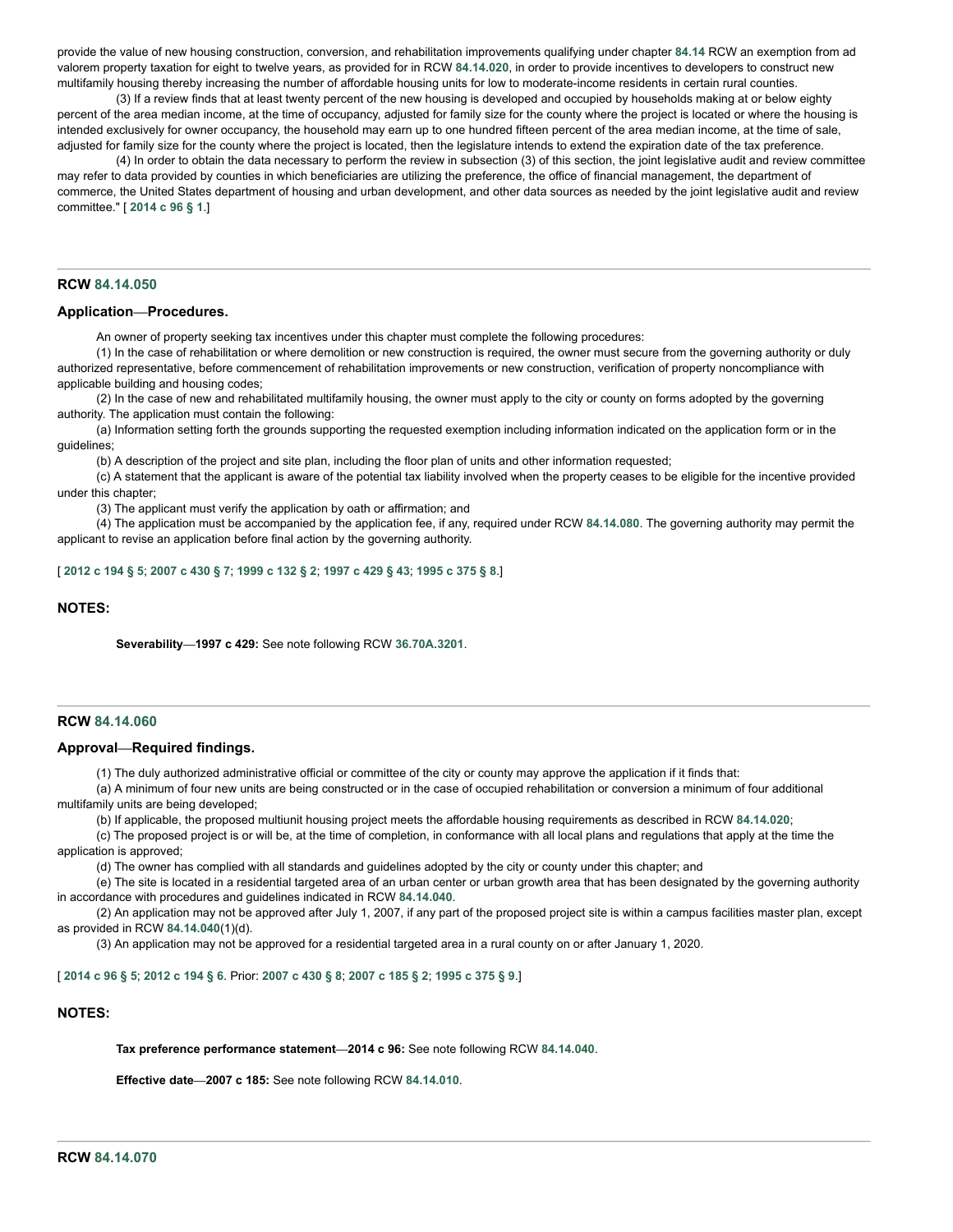provide the value of new housing construction, conversion, and rehabilitation improvements qualifying under chapter **84.14** RCW an exemption from ad valorem property taxation for eight to twelve years, as provided for in RCW **84.14.020**, in order to provide incentives to developers to construct new multifamily housing thereby increasing the number of affordable housing units for low to moderate-income residents in certain rural counties.

(3) If a review finds that at least twenty percent of the new housing is developed and occupied by households making at or below eighty percent of the area median income, at the time of occupancy, adjusted for family size for the county where the project is located or where the housing is intended exclusively for owner occupancy, the household may earn up to one hundred fifteen percent of the area median income, at the time of sale, adjusted for family size for the county where the project is located, then the legislature intends to extend the expiration date of the tax preference.

(4) In order to obtain the data necessary to perform the review in subsection (3) of this section, the joint legislative audit and review committee may refer to data provided by counties in which beneficiaries are utilizing the preference, the office of financial management, the department of commerce, the United States department of housing and urban development, and other data sources as needed by the joint legislative audit and review committee." [ **2014 c 96 § 1**.]

---

## RCW 84.14.050

### Application—Procedures.

An owner of property seeking tax incentives under this chapter must complete the following procedures:

(1) In the case of rehabilitation or where demolition or new construction is required, the owner must secure from the governing authority or duly authorized representative, before commencement of rehabilitation improvements or new construction, verification of property noncompliance with applicable building and housing codes;

(2) In the case of new and rehabilitated multifamily housing, the owner must apply to the city or county on forms adopted by the governing authority. The application must contain the following:

(a) Information setting forth the grounds supporting the requested exemption including information indicated on the application form or in the guidelines;

(b) A description of the project and site plan, including the floor plan of units and other information requested;

(c) A statement that the applicant is aware of the potential tax liability involved when the property ceases to be eligible for the incentive provided under this chapter;

(3) The applicant must verify the application by oath or affirmation; and

(4) The application must be accompanied by the application fee, if any, required under RCW **84.14.080**. The governing authority may permit the applicant to revise an application before final action by the governing authority.

[ **2012 c 194 § 5**; **2007 c 430 § 7**; **1999 c 132 § 2**; **1997 c 429 § 43**; **1995 c 375 § 8**.]

### NOTES:

**Severability—1997 c 429:** See note following RCW **36.70A.3201**.

---

## RCW 84.14.060

### Approval—Required findings.

(1) The duly authorized administrative official or committee of the city or county may approve the application if it finds that:

(a) A minimum of four new units are being constructed or in the case of occupied rehabilitation or conversion a minimum of four additional multifamily units are being developed;

(b) If applicable, the proposed multiunit housing project meets the affordable housing requirements as described in RCW **84.14.020**;

(c) The proposed project is or will be, at the time of completion, in conformance with all local plans and regulations that apply at the time the application is approved;

(d) The owner has complied with all standards and guidelines adopted by the city or county under this chapter; and

(e) The site is located in a residential targeted area of an urban center or urban growth area that has been designated by the governing authority in accordance with procedures and guidelines indicated in RCW **84.14.040**.

(2) An application may not be approved after July 1, 2007, if any part of the proposed project site is within a campus facilities master plan, except as provided in RCW **84.14.040**(1)(d).

(3) An application may not be approved for a residential targeted area in a rural county on or after January 1, 2020.

[ **2014 c 96 § 5**; **2012 c 194 § 6**. Prior: **2007 c 430 § 8**; **2007 c 185 § 2**; **1995 c 375 § 9**.]

### NOTES:

**Tax preference performance statement—2014 c 96:** See note following RCW **84.14.040**.

**Effective date—2007 c 185:** See note following RCW **84.14.010**.

---

## RCW 84.14.070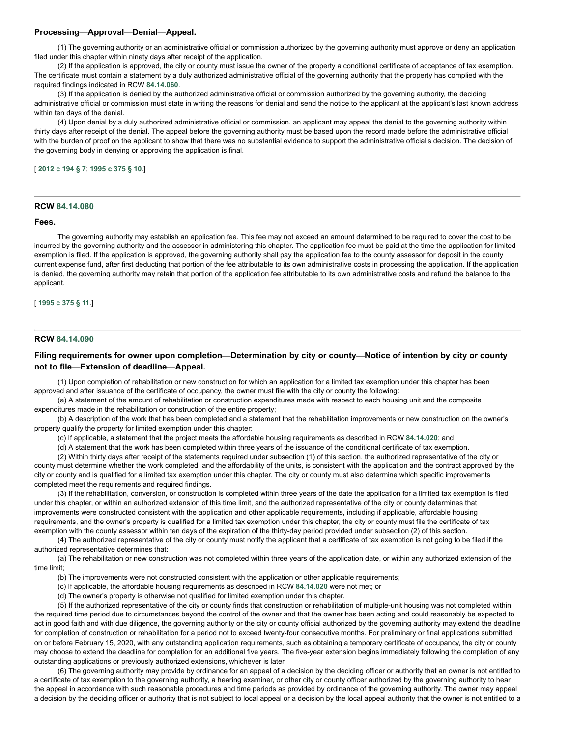### Processing—Approval—Denial—Appeal.

(1) The governing authority or an administrative official or commission authorized by the governing authority must approve or deny an application filed under this chapter within ninety days after receipt of the application.

(2) If the application is approved, the city or county must issue the owner of the property a conditional certificate of acceptance of tax exemption. The certificate must contain a statement by a duly authorized administrative official of the governing authority that the property has complied with the required findings indicated in RCW **84.14.060**.

(3) If the application is denied by the authorized administrative official or commission authorized by the governing authority, the deciding administrative official or commission must state in writing the reasons for denial and send the notice to the applicant at the applicant's last known address within ten days of the denial.

(4) Upon denial by a duly authorized administrative official or commission, an applicant may appeal the denial to the governing authority within thirty days after receipt of the denial. The appeal before the governing authority must be based upon the record made before the administrative official with the burden of proof on the applicant to show that there was no substantial evidence to support the administrative official's decision. The decision of the governing body in denying or approving the application is final.

[ **2012 c 194 § 7**; **1995 c 375 § 10**.]

---

## RCW 84.14.080

### Fees.

The governing authority may establish an application fee. This fee may not exceed an amount determined to be required to cover the cost to be incurred by the governing authority and the assessor in administering this chapter. The application fee must be paid at the time the application for limited exemption is filed. If the application is approved, the governing authority shall pay the application fee to the county assessor for deposit in the county current expense fund, after first deducting that portion of the fee attributable to its own administrative costs in processing the application. If the application is denied, the governing authority may retain that portion of the application fee attributable to its own administrative costs and refund the balance to the applicant.

[ **1995 c 375 § 11**.]

---

## RCW 84.14.090

### Filing requirements for owner upon completion—Determination by city or county—Notice of intention by city or county not to file—Extension of deadline—Appeal.

(1) Upon completion of rehabilitation or new construction for which an application for a limited tax exemption under this chapter has been approved and after issuance of the certificate of occupancy, the owner must file with the city or county the following:

(a) A statement of the amount of rehabilitation or construction expenditures made with respect to each housing unit and the composite expenditures made in the rehabilitation or construction of the entire property;

(b) A description of the work that has been completed and a statement that the rehabilitation improvements or new construction on the owner's property qualify the property for limited exemption under this chapter;

(c) If applicable, a statement that the project meets the affordable housing requirements as described in RCW **84.14.020**; and

(d) A statement that the work has been completed within three years of the issuance of the conditional certificate of tax exemption.

(2) Within thirty days after receipt of the statements required under subsection (1) of this section, the authorized representative of the city or county must determine whether the work completed, and the affordability of the units, is consistent with the application and the contract approved by the city or county and is qualified for a limited tax exemption under this chapter. The city or county must also determine which specific improvements completed meet the requirements and required findings.

(3) If the rehabilitation, conversion, or construction is completed within three years of the date the application for a limited tax exemption is filed under this chapter, or within an authorized extension of this time limit, and the authorized representative of the city or county determines that improvements were constructed consistent with the application and other applicable requirements, including if applicable, affordable housing requirements, and the owner's property is qualified for a limited tax exemption under this chapter, the city or county must file the certificate of tax exemption with the county assessor within ten days of the expiration of the thirty-day period provided under subsection (2) of this section.

(4) The authorized representative of the city or county must notify the applicant that a certificate of tax exemption is not going to be filed if the authorized representative determines that:

(a) The rehabilitation or new construction was not completed within three years of the application date, or within any authorized extension of the time limit;

(b) The improvements were not constructed consistent with the application or other applicable requirements;

(c) If applicable, the affordable housing requirements as described in RCW **84.14.020** were not met; or

(d) The owner's property is otherwise not qualified for limited exemption under this chapter.

(5) If the authorized representative of the city or county finds that construction or rehabilitation of multiple-unit housing was not completed within the required time period due to circumstances beyond the control of the owner and that the owner has been acting and could reasonably be expected to act in good faith and with due diligence, the governing authority or the city or county official authorized by the governing authority may extend the deadline for completion of construction or rehabilitation for a period not to exceed twenty-four consecutive months. For preliminary or final applications submitted on or before February 15, 2020, with any outstanding application requirements, such as obtaining a temporary certificate of occupancy, the city or county may choose to extend the deadline for completion for an additional five years. The five-year extension begins immediately following the completion of any outstanding applications or previously authorized extensions, whichever is later.

(6) The governing authority may provide by ordinance for an appeal of a decision by the deciding officer or authority that an owner is not entitled to a certificate of tax exemption to the governing authority, a hearing examiner, or other city or county officer authorized by the governing authority to hear the appeal in accordance with such reasonable procedures and time periods as provided by ordinance of the governing authority. The owner may appeal a decision by the deciding officer or authority that is not subject to local appeal or a decision by the local appeal authority that the owner is not entitled to a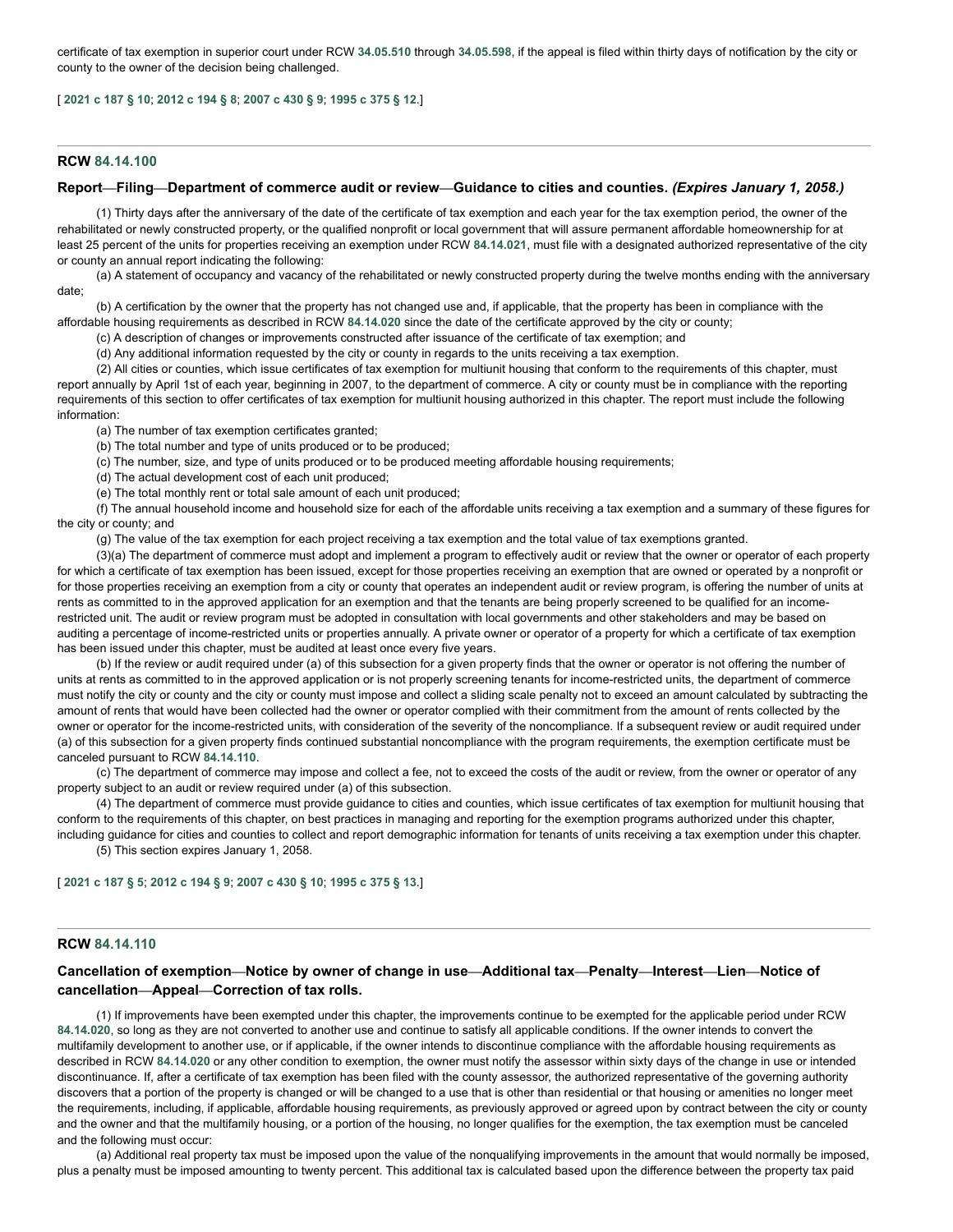certificate of tax exemption in superior court under RCW **34.05.510** through **34.05.598**, if the appeal is filed within thirty days of notification by the city or county to the owner of the decision being challenged.

[ **2021 c 187 § 10**; **2012 c 194 § 8**; **2007 c 430 § 9**; **1995 c 375 § 12**.]

---

## RCW 84.14.100

### Report—Filing—Department of commerce audit or review—Guidance to cities and counties. *(Expires January 1, 2058.)*

(1) Thirty days after the anniversary of the date of the certificate of tax exemption and each year for the tax exemption period, the owner of the rehabilitated or newly constructed property, or the qualified nonprofit or local government that will assure permanent affordable homeownership for at least 25 percent of the units for properties receiving an exemption under RCW **84.14.021**, must file with a designated authorized representative of the city or county an annual report indicating the following:

(a) A statement of occupancy and vacancy of the rehabilitated or newly constructed property during the twelve months ending with the anniversary date;

(b) A certification by the owner that the property has not changed use and, if applicable, that the property has been in compliance with the affordable housing requirements as described in RCW **84.14.020** since the date of the certificate approved by the city or county;

(c) A description of changes or improvements constructed after issuance of the certificate of tax exemption; and

(d) Any additional information requested by the city or county in regards to the units receiving a tax exemption.

(2) All cities or counties, which issue certificates of tax exemption for multiunit housing that conform to the requirements of this chapter, must report annually by April 1st of each year, beginning in 2007, to the department of commerce. A city or county must be in compliance with the reporting requirements of this section to offer certificates of tax exemption for multiunit housing authorized in this chapter. The report must include the following information:

(a) The number of tax exemption certificates granted;

(b) The total number and type of units produced or to be produced;

(c) The number, size, and type of units produced or to be produced meeting affordable housing requirements;

(d) The actual development cost of each unit produced;

(e) The total monthly rent or total sale amount of each unit produced;

(f) The annual household income and household size for each of the affordable units receiving a tax exemption and a summary of these figures for the city or county; and

(g) The value of the tax exemption for each project receiving a tax exemption and the total value of tax exemptions granted.

(3)(a) The department of commerce must adopt and implement a program to effectively audit or review that the owner or operator of each property for which a certificate of tax exemption has been issued, except for those properties receiving an exemption that are owned or operated by a nonprofit or for those properties receiving an exemption from a city or county that operates an independent audit or review program, is offering the number of units at rents as committed to in the approved application for an exemption and that the tenants are being properly screened to be qualified for an income-restricted unit. The audit or review program must be adopted in consultation with local governments and other stakeholders and may be based on auditing a percentage of income-restricted units or properties annually. A private owner or operator of a property for which a certificate of tax exemption has been issued under this chapter, must be audited at least once every five years.

(b) If the review or audit required under (a) of this subsection for a given property finds that the owner or operator is not offering the number of units at rents as committed to in the approved application or is not properly screening tenants for income-restricted units, the department of commerce must notify the city or county and the city or county must impose and collect a sliding scale penalty not to exceed an amount calculated by subtracting the amount of rents that would have been collected had the owner or operator complied with their commitment from the amount of rents collected by the owner or operator for the income-restricted units, with consideration of the severity of the noncompliance. If a subsequent review or audit required under (a) of this subsection for a given property finds continued substantial noncompliance with the program requirements, the exemption certificate must be canceled pursuant to RCW **84.14.110**.

(c) The department of commerce may impose and collect a fee, not to exceed the costs of the audit or review, from the owner or operator of any property subject to an audit or review required under (a) of this subsection.

(4) The department of commerce must provide guidance to cities and counties, which issue certificates of tax exemption for multiunit housing that conform to the requirements of this chapter, on best practices in managing and reporting for the exemption programs authorized under this chapter, including guidance for cities and counties to collect and report demographic information for tenants of units receiving a tax exemption under this chapter.

(5) This section expires January 1, 2058.

[ **2021 c 187 § 5**; **2012 c 194 § 9**; **2007 c 430 § 10**; **1995 c 375 § 13**.]

---

## RCW 84.14.110

### Cancellation of exemption—Notice by owner of change in use—Additional tax—Penalty—Interest—Lien—Notice of cancellation—Appeal—Correction of tax rolls.

(1) If improvements have been exempted under this chapter, the improvements continue to be exempted for the applicable period under RCW **84.14.020**, so long as they are not converted to another use and continue to satisfy all applicable conditions. If the owner intends to convert the multifamily development to another use, or if applicable, if the owner intends to discontinue compliance with the affordable housing requirements as described in RCW **84.14.020** or any other condition to exemption, the owner must notify the assessor within sixty days of the change in use or intended discontinuance. If, after a certificate of tax exemption has been filed with the county assessor, the authorized representative of the governing authority discovers that a portion of the property is changed or will be changed to a use that is other than residential or that housing or amenities no longer meet the requirements, including, if applicable, affordable housing requirements, as previously approved or agreed upon by contract between the city or county and the owner and that the multifamily housing, or a portion of the housing, no longer qualifies for the exemption, the tax exemption must be canceled and the following must occur:

(a) Additional real property tax must be imposed upon the value of the nonqualifying improvements in the amount that would normally be imposed, plus a penalty must be imposed amounting to twenty percent. This additional tax is calculated based upon the difference between the property tax paid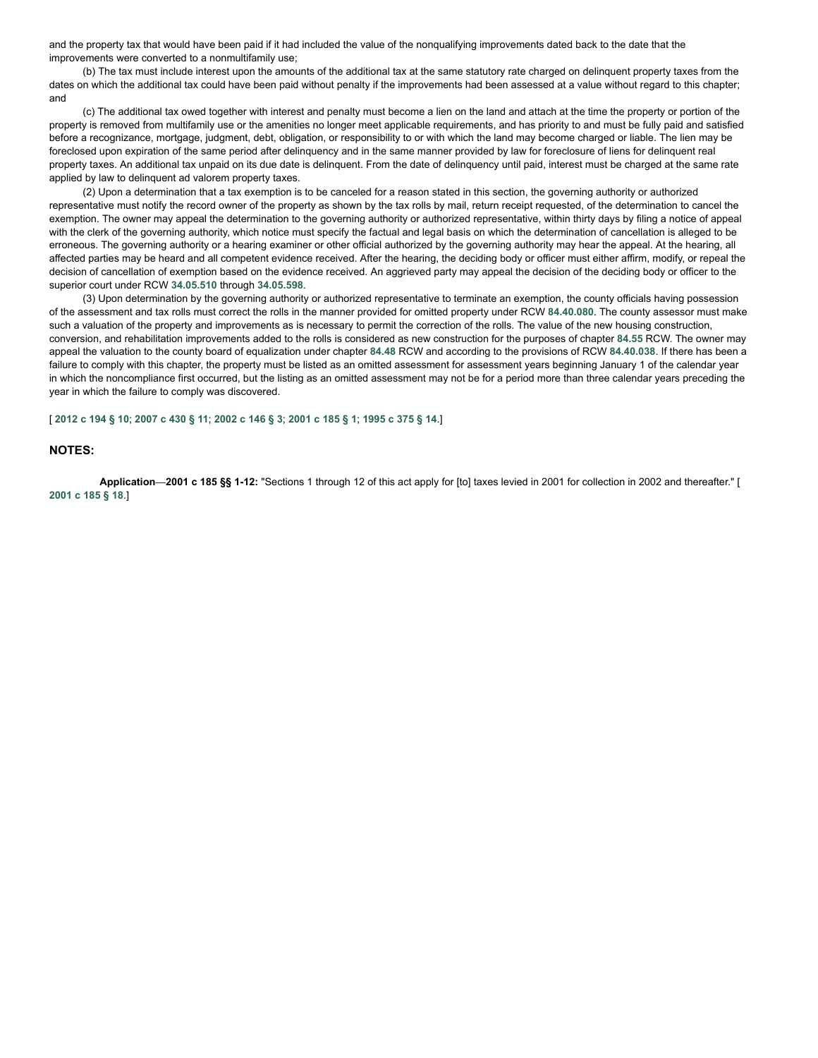and the property tax that would have been paid if it had included the value of the nonqualifying improvements dated back to the date that the improvements were converted to a nonmultifamily use;

(b) The tax must include interest upon the amounts of the additional tax at the same statutory rate charged on delinquent property taxes from the dates on which the additional tax could have been paid without penalty if the improvements had been assessed at a value without regard to this chapter; and

(c) The additional tax owed together with interest and penalty must become a lien on the land and attach at the time the property or portion of the property is removed from multifamily use or the amenities no longer meet applicable requirements, and has priority to and must be fully paid and satisfied before a recognizance, mortgage, judgment, debt, obligation, or responsibility to or with which the land may become charged or liable. The lien may be foreclosed upon expiration of the same period after delinquency and in the same manner provided by law for foreclosure of liens for delinquent real property taxes. An additional tax unpaid on its due date is delinquent. From the date of delinquency until paid, interest must be charged at the same rate applied by law to delinquent ad valorem property taxes.

(2) Upon a determination that a tax exemption is to be canceled for a reason stated in this section, the governing authority or authorized representative must notify the record owner of the property as shown by the tax rolls by mail, return receipt requested, of the determination to cancel the exemption. The owner may appeal the determination to the governing authority or authorized representative, within thirty days by filing a notice of appeal with the clerk of the governing authority, which notice must specify the factual and legal basis on which the determination of cancellation is alleged to be erroneous. The governing authority or a hearing examiner or other official authorized by the governing authority may hear the appeal. At the hearing, all affected parties may be heard and all competent evidence received. After the hearing, the deciding body or officer must either affirm, modify, or repeal the decision of cancellation of exemption based on the evidence received. An aggrieved party may appeal the decision of the deciding body or officer to the superior court under RCW 34.05.510 through 34.05.598.

(3) Upon determination by the governing authority or authorized representative to terminate an exemption, the county officials having possession of the assessment and tax rolls must correct the rolls in the manner provided for omitted property under RCW 84.40.080. The county assessor must make such a valuation of the property and improvements as is necessary to permit the correction of the rolls. The value of the new housing construction, conversion, and rehabilitation improvements added to the rolls is considered as new construction for the purposes of chapter 84.55 RCW. The owner may appeal the valuation to the county board of equalization under chapter 84.48 RCW and according to the provisions of RCW 84.40.038. If there has been a failure to comply with this chapter, the property must be listed as an omitted assessment for assessment years beginning January 1 of the calendar year in which the noncompliance first occurred, but the listing as an omitted assessment may not be for a period more than three calendar years preceding the year in which the failure to comply was discovered.

[ 2012 c 194 § 10; 2007 c 430 § 11; 2002 c 146 § 3; 2001 c 185 § 1; 1995 c 375 § 14.]

## NOTES:

**Application—2001 c 185 §§ 1-12:** "Sections 1 through 12 of this act apply for [to] taxes levied in 2001 for collection in 2002 and thereafter." [ 2001 c 185 § 18.]